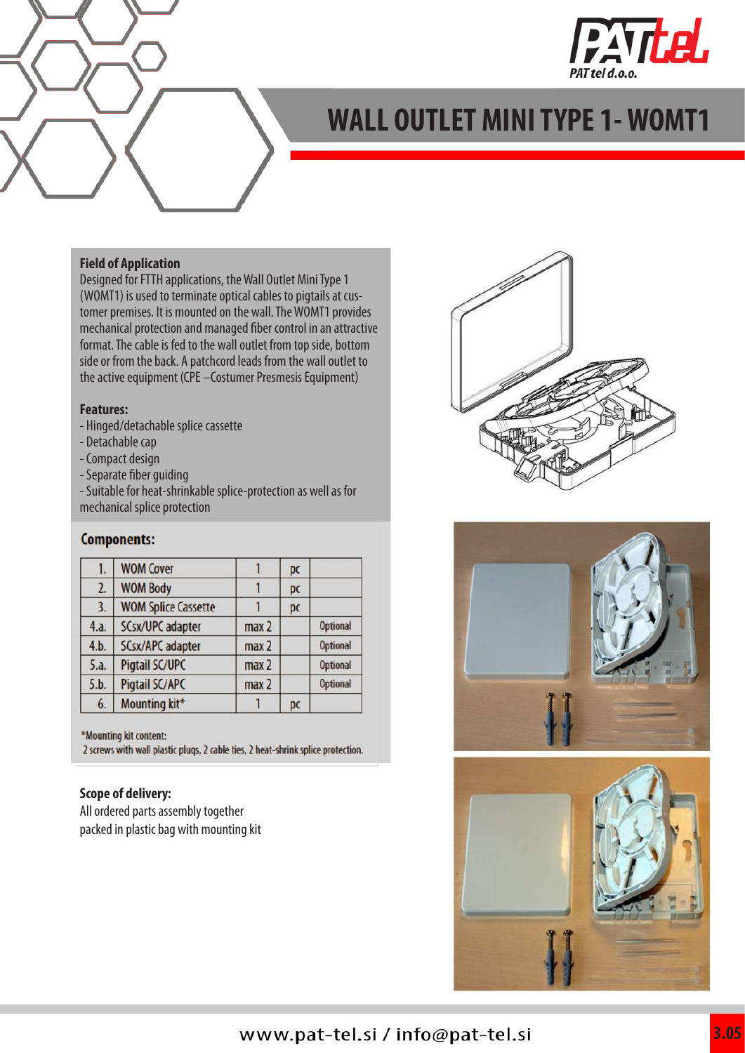# WALL OUTLET MINI TYPE 1- WOMT1

**Field of Application**

Designed for FTTH applications, the Wall Outlet Mini Type 1 (WOMT1) is used to terminate optical cables to pigtails at customer premises. It is mounted on the wall. The WOMT1 provides mechanical protection and managed fiber control in an attractive format. The cable is fed to the wall outlet from top side, bottom side or from the back. A patchcord leads from the wall outlet to the active equipment (CPE –Costumer Presmesis Equipment)

**Features:**

- Hinged/detachable splice cassette
- Detachable cap
- Compact design
- Separate fiber guiding
- Suitable for heat-shrinkable splice-protection as well as for mechanical splice protection

**Components:**

| | | | | |
|---|---|---|---|---|
| 1. | WOM Cover | 1 | pc | |
| 2. | WOM Body | 1 | pc | |
| 3. | WOM Splice Cassette | 1 | pc | |
| 4.a. | SCsx/UPC adapter | max 2 | | Optional |
| 4.b. | SCsx/APC adapter | max 2 | | Optional |
| 5.a. | Pigtail SC/UPC | max 2 | | Optional |
| 5.b. | Pigtail SC/APC | max 2 | | Optional |
| 6. | Mounting kit* | 1 | pc | |

*Mounting kit content:
2 screws with wall plastic plugs, 2 cable ties, 2 heat-shrink splice protection.

**Scope of delivery:**

All ordered parts assembly together
packed in plastic bag with mounting kit

www.pat-tel.si / info@pat-tel.si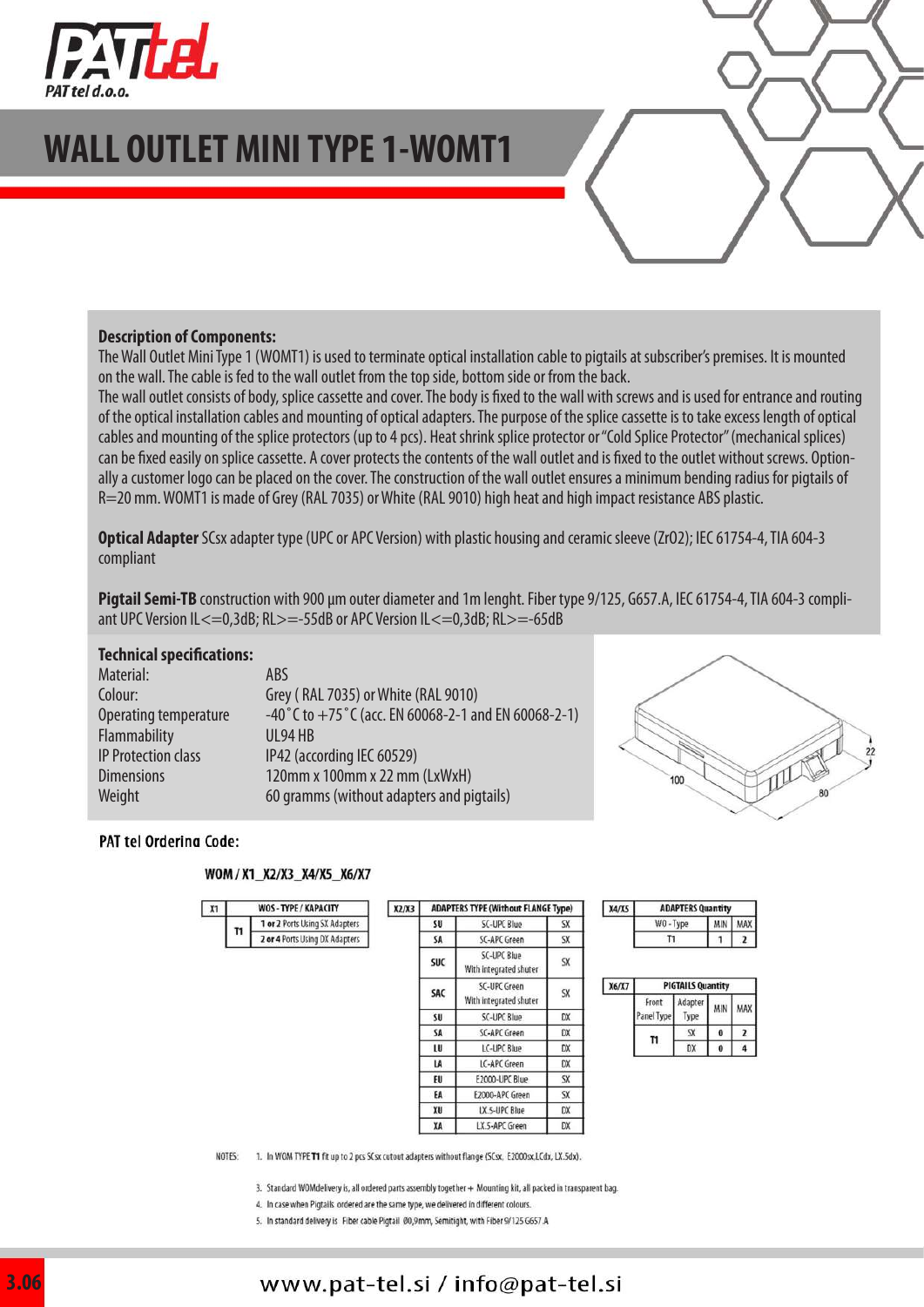# WALL OUTLET MINI TYPE 1-WOMT1

**Description of Components:**
The Wall Outlet Mini Type 1 (WOMT1) is used to terminate optical installation cable to pigtails at subscriber's premises. It is mounted on the wall. The cable is fed to the wall outlet from the top side, bottom side or from the back.
The wall outlet consists of body, splice cassette and cover. The body is fixed to the wall with screws and is used for entrance and routing of the optical installation cables and mounting of optical adapters. The purpose of the splice cassette is to take excess length of optical cables and mounting of the splice protectors (up to 4 pcs). Heat shrink splice protector or "Cold Splice Protector" (mechanical splices) can be fixed easily on splice cassette. A cover protects the contents of the wall outlet and is fixed to the outlet without screws. Optionally a customer logo can be placed on the cover. The construction of the wall outlet ensures a minimum bending radius for pigtails of R=20 mm. WOMT1 is made of Grey (RAL 7035) or White (RAL 9010) high heat and high impact resistance ABS plastic.

**Optical Adapter** SCsx adapter type (UPC or APC Version) with plastic housing and ceramic sleeve (ZrO2); IEC 61754-4, TIA 604-3 compliant

**Pigtail Semi-TB** construction with 900 µm outer diameter and 1m lenght. Fiber type 9/125, G657.A, IEC 61754-4, TIA 604-3 compliant UPC Version IL<=0,3dB; RL>=-55dB or APC Version IL<=0,3dB; RL>=-65dB

**Technical specifications:**

| | |
|---|---|
| Material: | ABS |
| Colour: | Grey ( RAL 7035) or White (RAL 9010) |
| Operating temperature | -40˚C to +75˚C (acc. EN 60068-2-1 and EN 60068-2-1) |
| Flammability | UL94 HB |
| IP Protection class | IP42 (according IEC 60529) |
| Dimensions | 120mm x 100mm x 22 mm (LxWxH) |
| Weight | 60 gramms (without adapters and pigtails) |

100 80 22

**PAT tel Ordering Code:**

**WOM / X1_X2/X3_X4/X5_X6/X7**

| X1 | WOS - TYPE / KAPACITY | |
|---|---|---|
| T1 | 1 or 2 Ports Using SX Adapters | |
| | 2 or 4 Ports Using DX Adapters | |

| X2/X3 | ADAPTERS TYPE (Without FLANGE Type) | |
|---|---|---|
| SU | SC-UPC Blue | SX |
| SA | SC-APC Green | SX |
| SUC | SC-UPC Blue With integrated shuter | SX |
| SAC | SC-UPC Green With integrated shuter | SX |
| SU | SC-UPC Blue | DX |
| SA | SC-APC Green | DX |
| LU | LC-UPC Blue | DX |
| LA | LC-APC Green | DX |
| EU | E2000-UPC Blue | SX |
| EA | E2000-APC Green | SX |
| XU | LX.5-UPC Blue | DX |
| XA | LX.5-APC Green | DX |

| X4/X5 | ADAPTERS Quantity | |
|---|---|---|
| WO - Type | MIN | MAX |
| T1 | 1 | 2 |

| X6/X7 | PIGTAILS Quantity | | |
|---|---|---|---|
| Front Panel Type | Adapter Type | MIN | MAX |
| T1 | SX | 0 | 2 |
| | DX | 0 | 4 |

NOTES:
1. In WOM TYPE **T1** fit up to 2 pcs SCsx cutout adapters without flange (SCsx, E2000sx,LCdx, LX.5dx).
3. Standard WOMdelivery is, all ordered parts assembly together + Mounting kit, all packed in transparent bag.
4. In case when Pigtails ordered are the same type, we delivered in different colours.
5. In standard delivery is Fiber cable Pigtail Ø0,9mm, Semitight, with Fiber 9/125 G657.A

www.pat-tel.si / info@pat-tel.si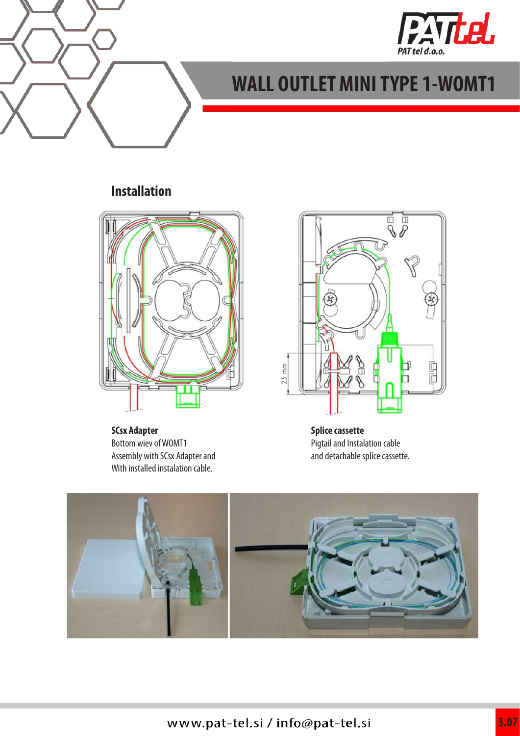# WALL OUTLET MINI TYPE 1-WOMT1

## Installation

25 mm

**SCsx Adapter**
Bottom wiev of WOMT1
Assembly with SCsx Adapter and
With installed instalation cable.

**Splice cassette**
Pigtail and Instalation cable
and detachable splice cassette.